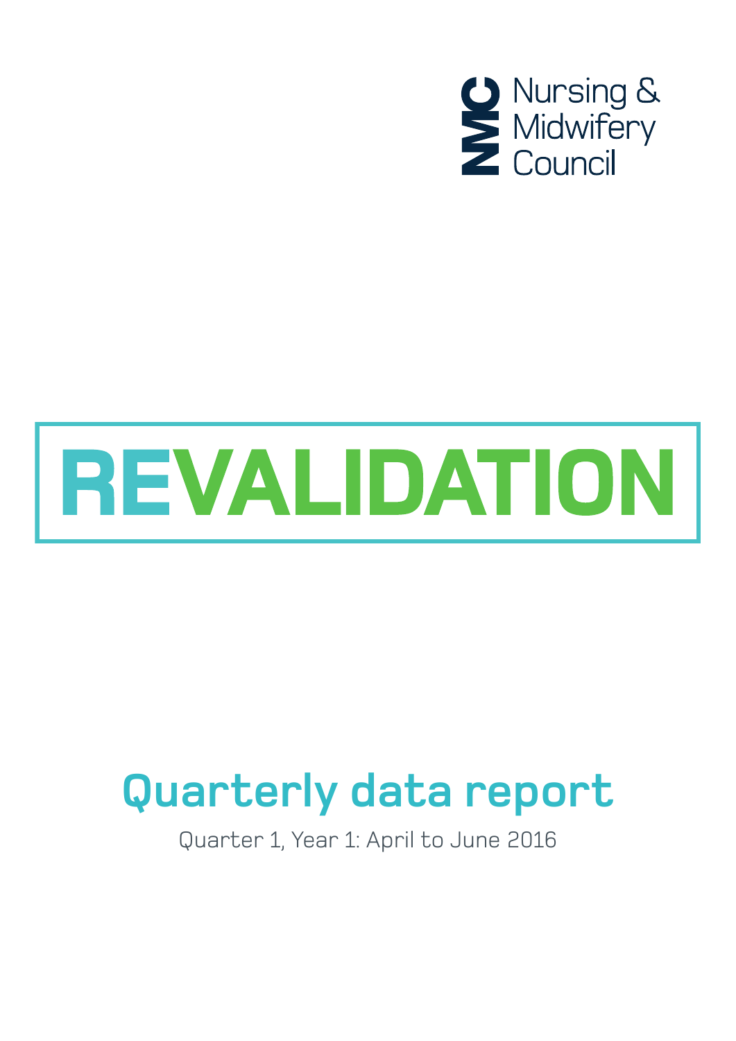Nursing & Midwifery Council

# REVALIDATION

## Quarterly data report

Quarter 1, Year 1: April to June 2016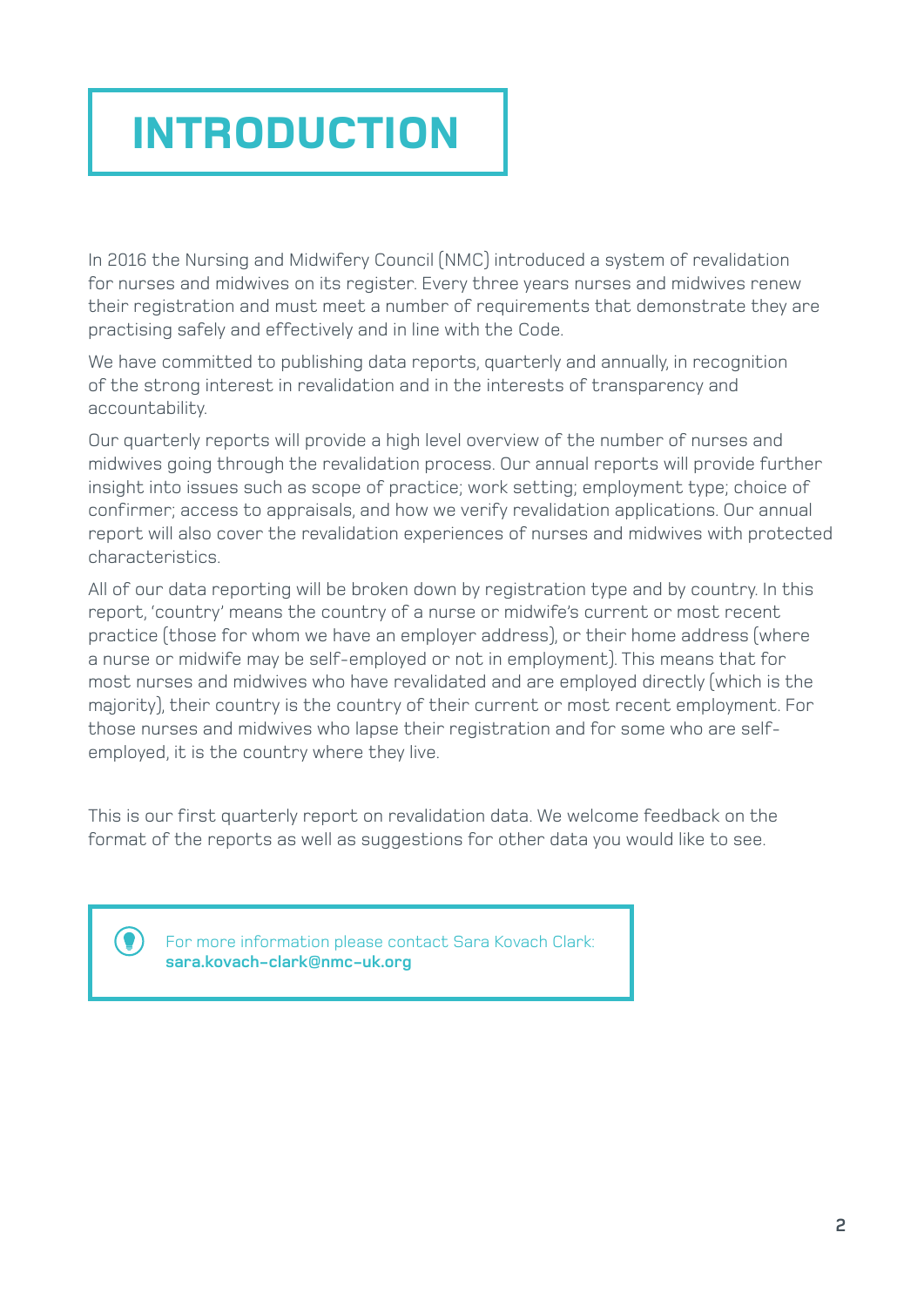# INTRODUCTION

In 2016 the Nursing and Midwifery Council (NMC) introduced a system of revalidation for nurses and midwives on its register. Every three years nurses and midwives renew their registration and must meet a number of requirements that demonstrate they are practising safely and effectively and in line with the Code.

We have committed to publishing data reports, quarterly and annually, in recognition of the strong interest in revalidation and in the interests of transparency and accountability.

Our quarterly reports will provide a high level overview of the number of nurses and midwives going through the revalidation process. Our annual reports will provide further insight into issues such as scope of practice; work setting; employment type; choice of confirmer; access to appraisals, and how we verify revalidation applications. Our annual report will also cover the revalidation experiences of nurses and midwives with protected characteristics.

All of our data reporting will be broken down by registration type and by country. In this report, 'country' means the country of a nurse or midwife's current or most recent practice (those for whom we have an employer address), or their home address (where a nurse or midwife may be self-employed or not in employment). This means that for most nurses and midwives who have revalidated and are employed directly (which is the majority), their country is the country of their current or most recent employment. For those nurses and midwives who lapse their registration and for some who are self-employed, it is the country where they live.

This is our first quarterly report on revalidation data. We welcome feedback on the format of the reports as well as suggestions for other data you would like to see.

> For more information please contact Sara Kovach Clark:
> **sara.kovach-clark@nmc-uk.org**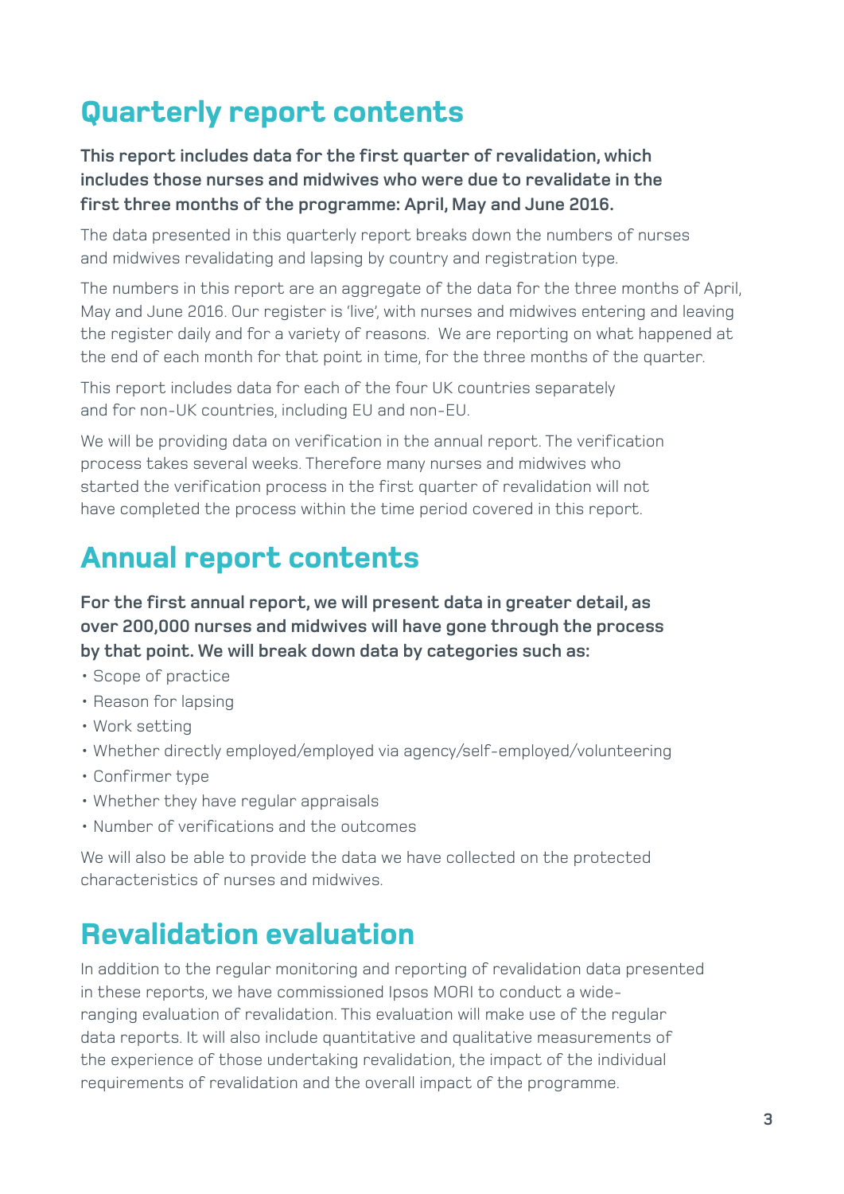## Quarterly report contents

**This report includes data for the first quarter of revalidation, which includes those nurses and midwives who were due to revalidate in the first three months of the programme: April, May and June 2016.**

The data presented in this quarterly report breaks down the numbers of nurses and midwives revalidating and lapsing by country and registration type.

The numbers in this report are an aggregate of the data for the three months of April, May and June 2016. Our register is 'live', with nurses and midwives entering and leaving the register daily and for a variety of reasons. We are reporting on what happened at the end of each month for that point in time, for the three months of the quarter.

This report includes data for each of the four UK countries separately and for non-UK countries, including EU and non-EU.

We will be providing data on verification in the annual report. The verification process takes several weeks. Therefore many nurses and midwives who started the verification process in the first quarter of revalidation will not have completed the process within the time period covered in this report.

## Annual report contents

**For the first annual report, we will present data in greater detail, as over 200,000 nurses and midwives will have gone through the process by that point. We will break down data by categories such as:**

- Scope of practice
- Reason for lapsing
- Work setting
- Whether directly employed/employed via agency/self-employed/volunteering
- Confirmer type
- Whether they have regular appraisals
- Number of verifications and the outcomes

We will also be able to provide the data we have collected on the protected characteristics of nurses and midwives.

## Revalidation evaluation

In addition to the regular monitoring and reporting of revalidation data presented in these reports, we have commissioned Ipsos MORI to conduct a wide-ranging evaluation of revalidation. This evaluation will make use of the regular data reports. It will also include quantitative and qualitative measurements of the experience of those undertaking revalidation, the impact of the individual requirements of revalidation and the overall impact of the programme.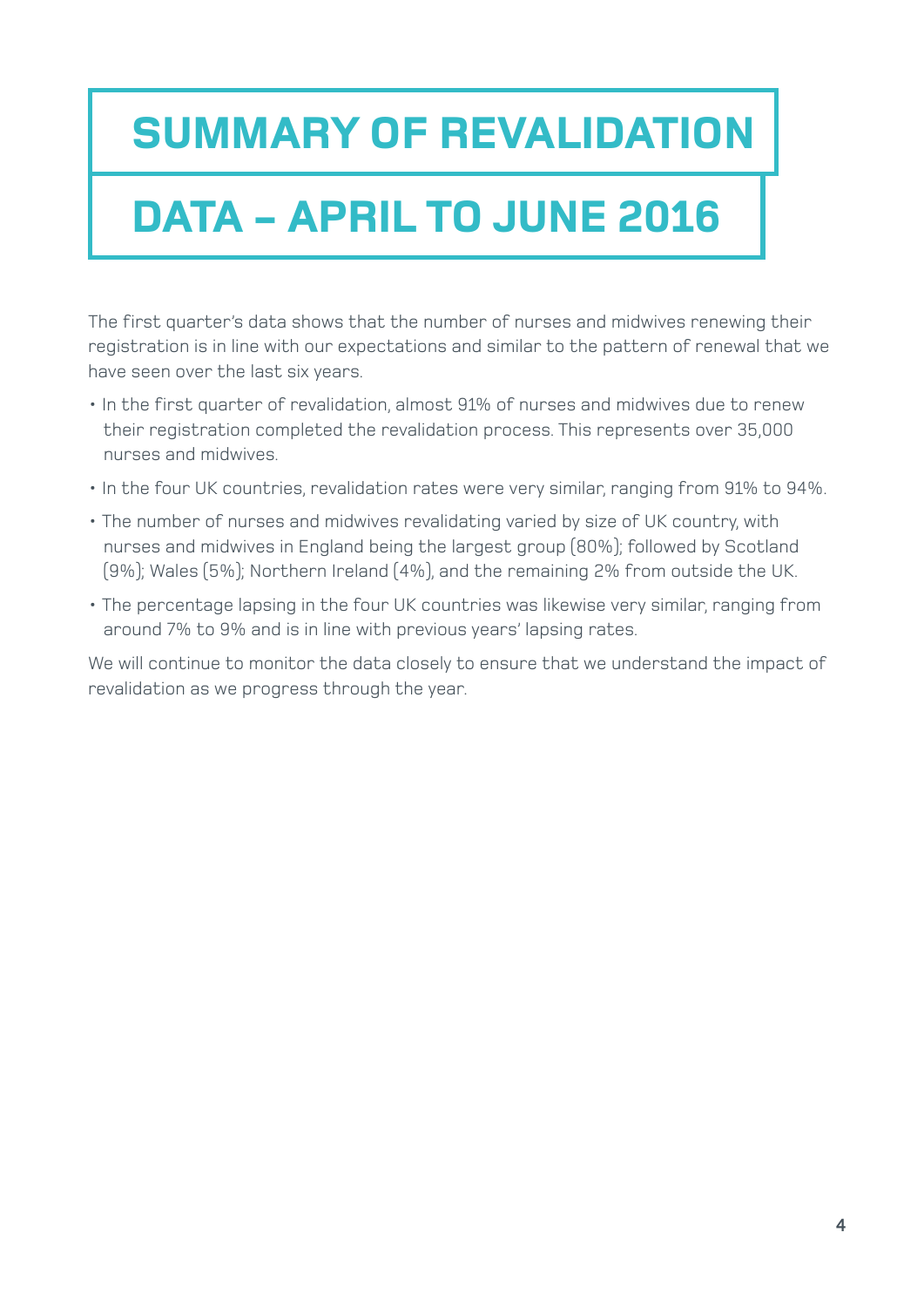# SUMMARY OF REVALIDATION DATA – APRIL TO JUNE 2016

The first quarter's data shows that the number of nurses and midwives renewing their registration is in line with our expectations and similar to the pattern of renewal that we have seen over the last six years.

- In the first quarter of revalidation, almost 91% of nurses and midwives due to renew their registration completed the revalidation process. This represents over 35,000 nurses and midwives.
- In the four UK countries, revalidation rates were very similar, ranging from 91% to 94%.
- The number of nurses and midwives revalidating varied by size of UK country, with nurses and midwives in England being the largest group (80%); followed by Scotland (9%); Wales (5%); Northern Ireland (4%), and the remaining 2% from outside the UK.
- The percentage lapsing in the four UK countries was likewise very similar, ranging from around 7% to 9% and is in line with previous years' lapsing rates.

We will continue to monitor the data closely to ensure that we understand the impact of revalidation as we progress through the year.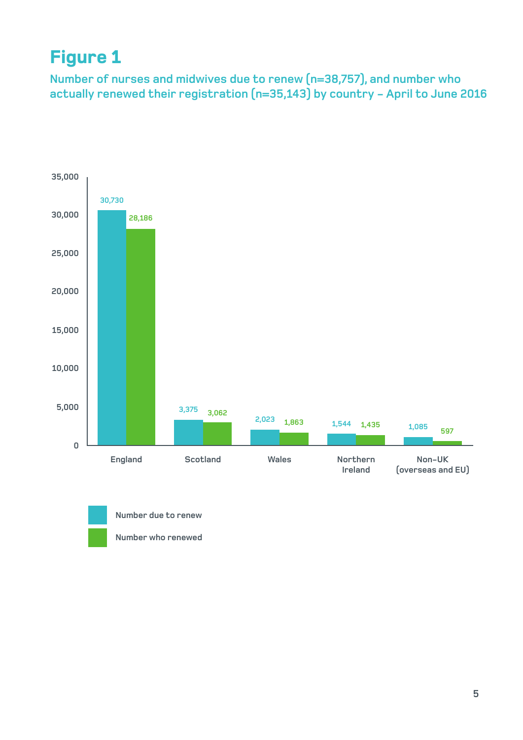# Figure 1

Number of nurses and midwives due to renew (n=38,757), and number who actually renewed their registration (n=35,143) by country – April to June 2016

| Country | Number due to renew | Number who renewed |
|---|---|---|
| England | 30,730 | 28,186 |
| Scotland | 3,375 | 3,062 |
| Wales | 2,023 | 1,863 |
| Northern Ireland | 1,544 | 1,435 |
| Non-UK (overseas and EU) | 1,085 | 597 |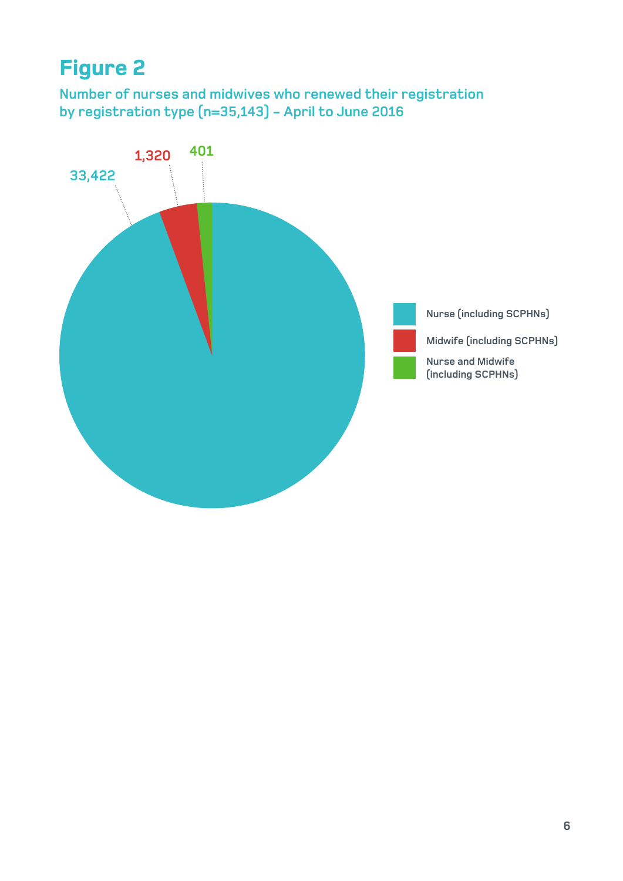# Figure 2

Number of nurses and midwives who renewed their registration by registration type (n=35,143) – April to June 2016

| Registration type | Number |
| --- | --- |
| Nurse (including SCPHNs) | 33,422 |
| Midwife (including SCPHNs) | 1,320 |
| Nurse and Midwife (including SCPHNs) | 401 |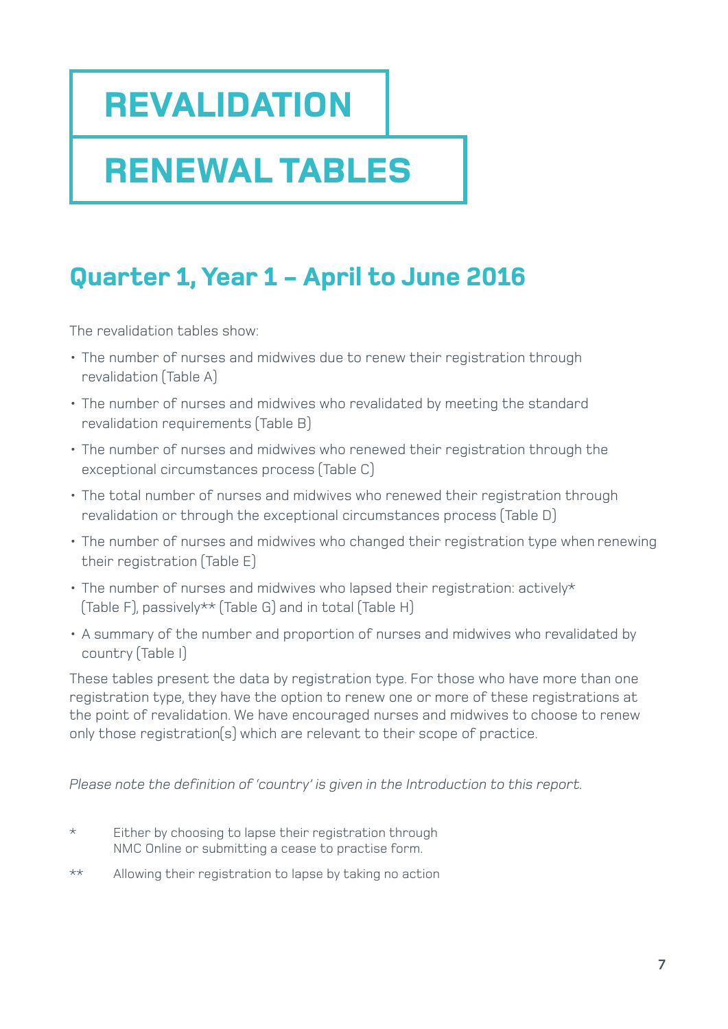# REVALIDATION

# RENEWAL TABLES

## Quarter 1, Year 1 – April to June 2016

The revalidation tables show:

- The number of nurses and midwives due to renew their registration through revalidation (Table A)
- The number of nurses and midwives who revalidated by meeting the standard revalidation requirements (Table B)
- The number of nurses and midwives who renewed their registration through the exceptional circumstances process (Table C)
- The total number of nurses and midwives who renewed their registration through revalidation or through the exceptional circumstances process (Table D)
- The number of nurses and midwives who changed their registration type when renewing their registration (Table E)
- The number of nurses and midwives who lapsed their registration: actively* (Table F), passively** (Table G) and in total (Table H)
- A summary of the number and proportion of nurses and midwives who revalidated by country (Table I)

These tables present the data by registration type. For those who have more than one registration type, they have the option to renew one or more of these registrations at the point of revalidation. We have encouraged nurses and midwives to choose to renew only those registration(s) which are relevant to their scope of practice.

*Please note the definition of 'country' is given in the Introduction to this report.*

\* Either by choosing to lapse their registration through NMC Online or submitting a cease to practise form.

\*\* Allowing their registration to lapse by taking no action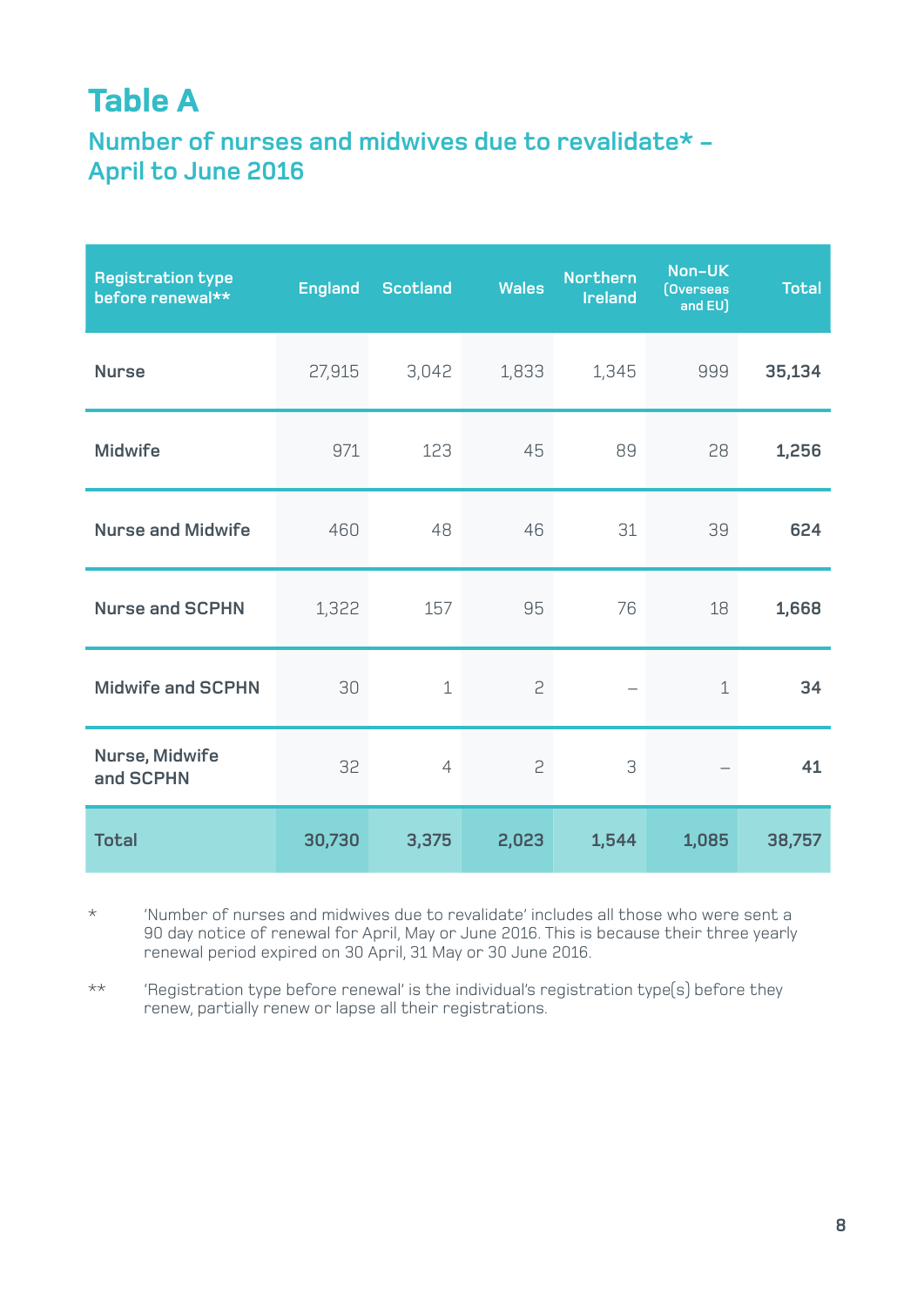# Table A

## Number of nurses and midwives due to revalidate* – April to June 2016

| Registration type before renewal** | England | Scotland | Wales | Northern Ireland | Non-UK (Overseas and EU) | Total |
|---|---|---|---|---|---|---|
| Nurse | 27,915 | 3,042 | 1,833 | 1,345 | 999 | **35,134** |
| Midwife | 971 | 123 | 45 | 89 | 28 | **1,256** |
| Nurse and Midwife | 460 | 48 | 46 | 31 | 39 | **624** |
| Nurse and SCPHN | 1,322 | 157 | 95 | 76 | 18 | **1,668** |
| Midwife and SCPHN | 30 | 1 | 2 | – | 1 | **34** |
| Nurse, Midwife and SCPHN | 32 | 4 | 2 | 3 | – | **41** |
| **Total** | **30,730** | **3,375** | **2,023** | **1,544** | **1,085** | **38,757** |

\* 'Number of nurses and midwives due to revalidate' includes all those who were sent a 90 day notice of renewal for April, May or June 2016. This is because their three yearly renewal period expired on 30 April, 31 May or 30 June 2016.

\** 'Registration type before renewal' is the individual's registration type(s) before they renew, partially renew or lapse all their registrations.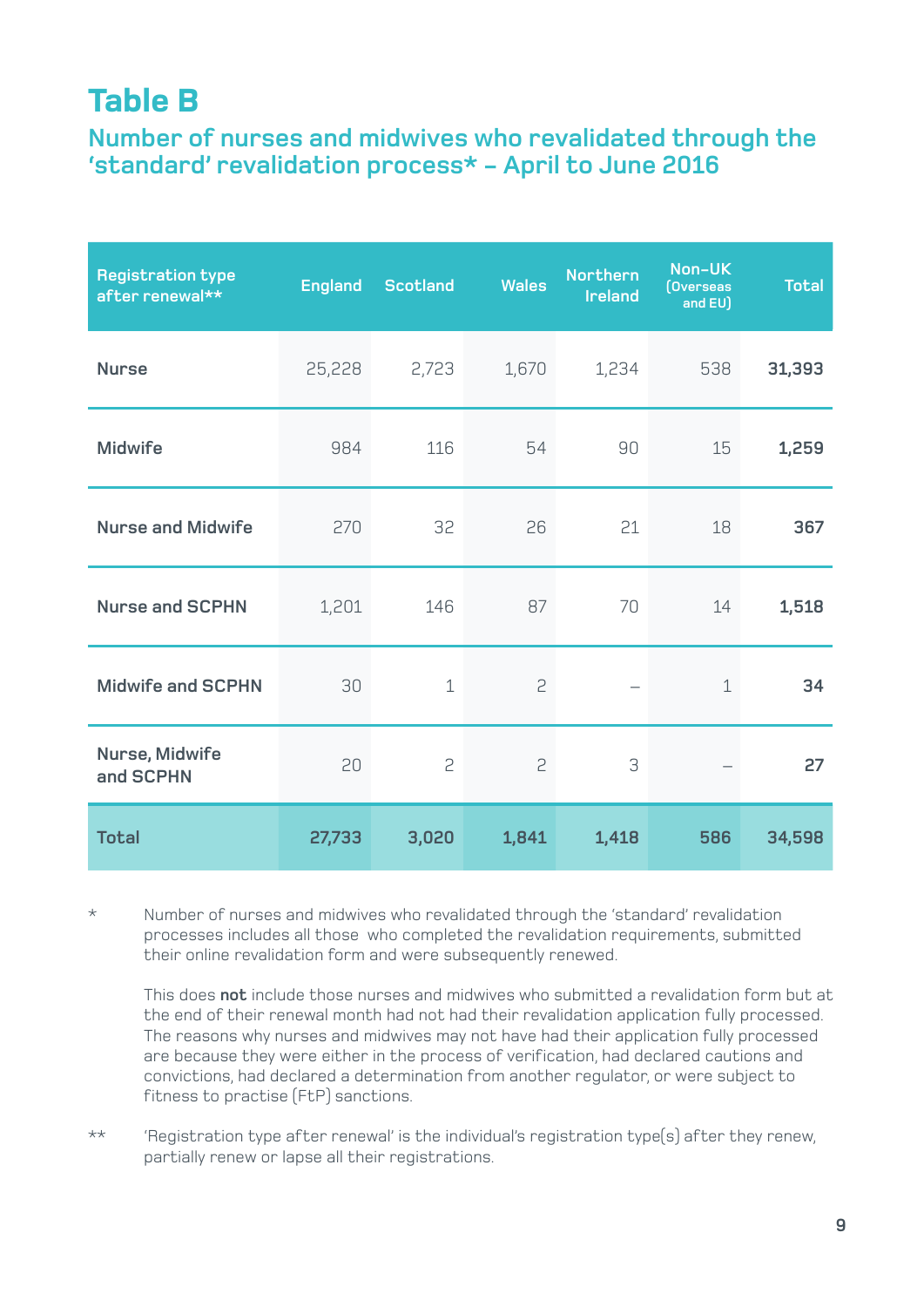# Table B

## Number of nurses and midwives who revalidated through the 'standard' revalidation process* – April to June 2016

| Registration type after renewal** | England | Scotland | Wales | Northern Ireland | Non-UK (Overseas and EU) | Total |
|---|---|---|---|---|---|---|
| Nurse | 25,228 | 2,723 | 1,670 | 1,234 | 538 | **31,393** |
| Midwife | 984 | 116 | 54 | 90 | 15 | **1,259** |
| Nurse and Midwife | 270 | 32 | 26 | 21 | 18 | **367** |
| Nurse and SCPHN | 1,201 | 146 | 87 | 70 | 14 | **1,518** |
| Midwife and SCPHN | 30 | 1 | 2 | – | 1 | **34** |
| Nurse, Midwife and SCPHN | 20 | 2 | 2 | 3 | – | **27** |
| **Total** | **27,733** | **3,020** | **1,841** | **1,418** | **586** | **34,598** |

\* Number of nurses and midwives who revalidated through the 'standard' revalidation processes includes all those who completed the revalidation requirements, submitted their online revalidation form and were subsequently renewed.

This does **not** include those nurses and midwives who submitted a revalidation form but at the end of their renewal month had not had their revalidation application fully processed. The reasons why nurses and midwives may not have had their application fully processed are because they were either in the process of verification, had declared cautions and convictions, had declared a determination from another regulator, or were subject to fitness to practise (FtP) sanctions.

** 'Registration type after renewal' is the individual's registration type(s) after they renew, partially renew or lapse all their registrations.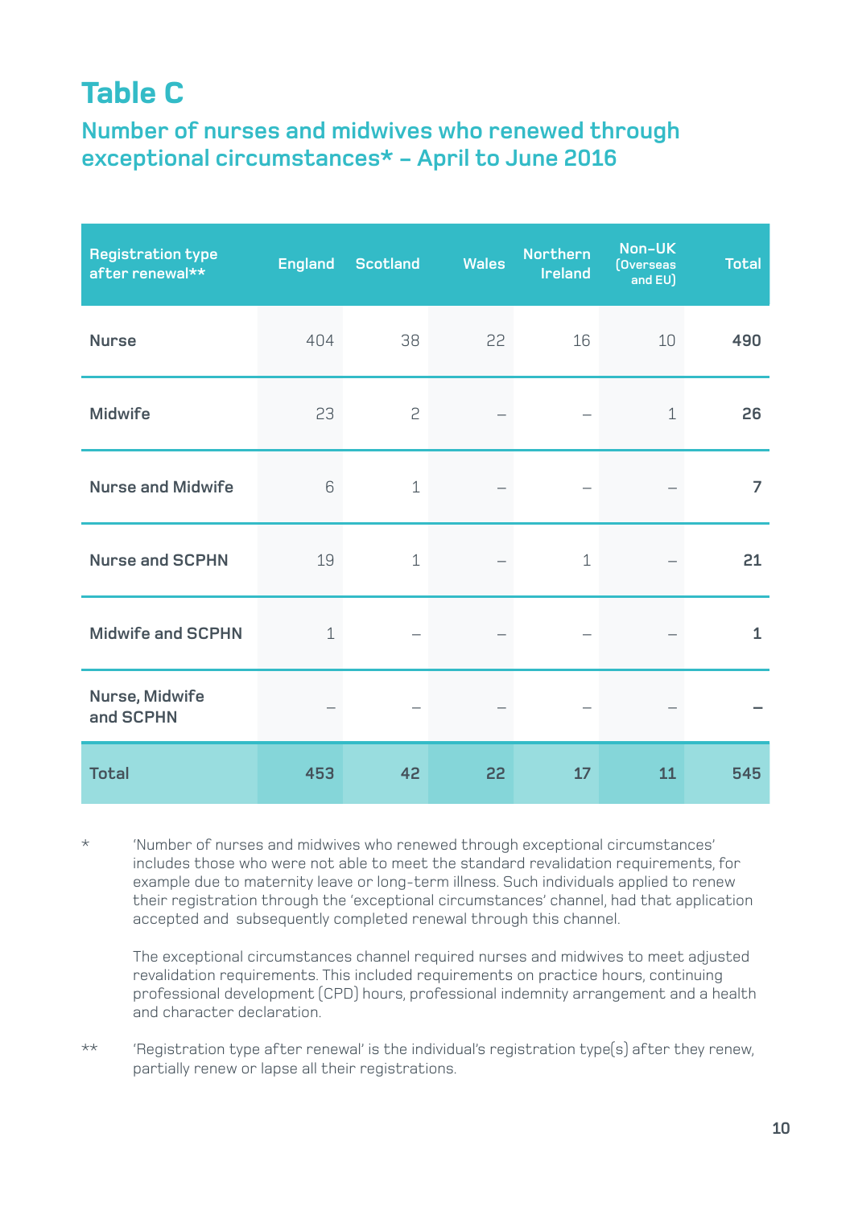# Table C

## Number of nurses and midwives who renewed through exceptional circumstances* – April to June 2016

| Registration type after renewal** | England | Scotland | Wales | Northern Ireland | Non-UK (Overseas and EU) | Total |
|---|---|---|---|---|---|---|
| Nurse | 404 | 38 | 22 | 16 | 10 | **490** |
| Midwife | 23 | 2 | – | – | 1 | **26** |
| Nurse and Midwife | 6 | 1 | – | – | – | **7** |
| Nurse and SCPHN | 19 | 1 | – | 1 | – | **21** |
| Midwife and SCPHN | 1 | – | – | – | – | **1** |
| Nurse, Midwife and SCPHN | – | – | – | – | – | **–** |
| **Total** | **453** | **42** | **22** | **17** | **11** | **545** |

\* 'Number of nurses and midwives who renewed through exceptional circumstances' includes those who were not able to meet the standard revalidation requirements, for example due to maternity leave or long-term illness. Such individuals applied to renew their registration through the 'exceptional circumstances' channel, had that application accepted and subsequently completed renewal through this channel.

The exceptional circumstances channel required nurses and midwives to meet adjusted revalidation requirements. This included requirements on practice hours, continuing professional development (CPD) hours, professional indemnity arrangement and a health and character declaration.

\*\* 'Registration type after renewal' is the individual's registration type(s) after they renew, partially renew or lapse all their registrations.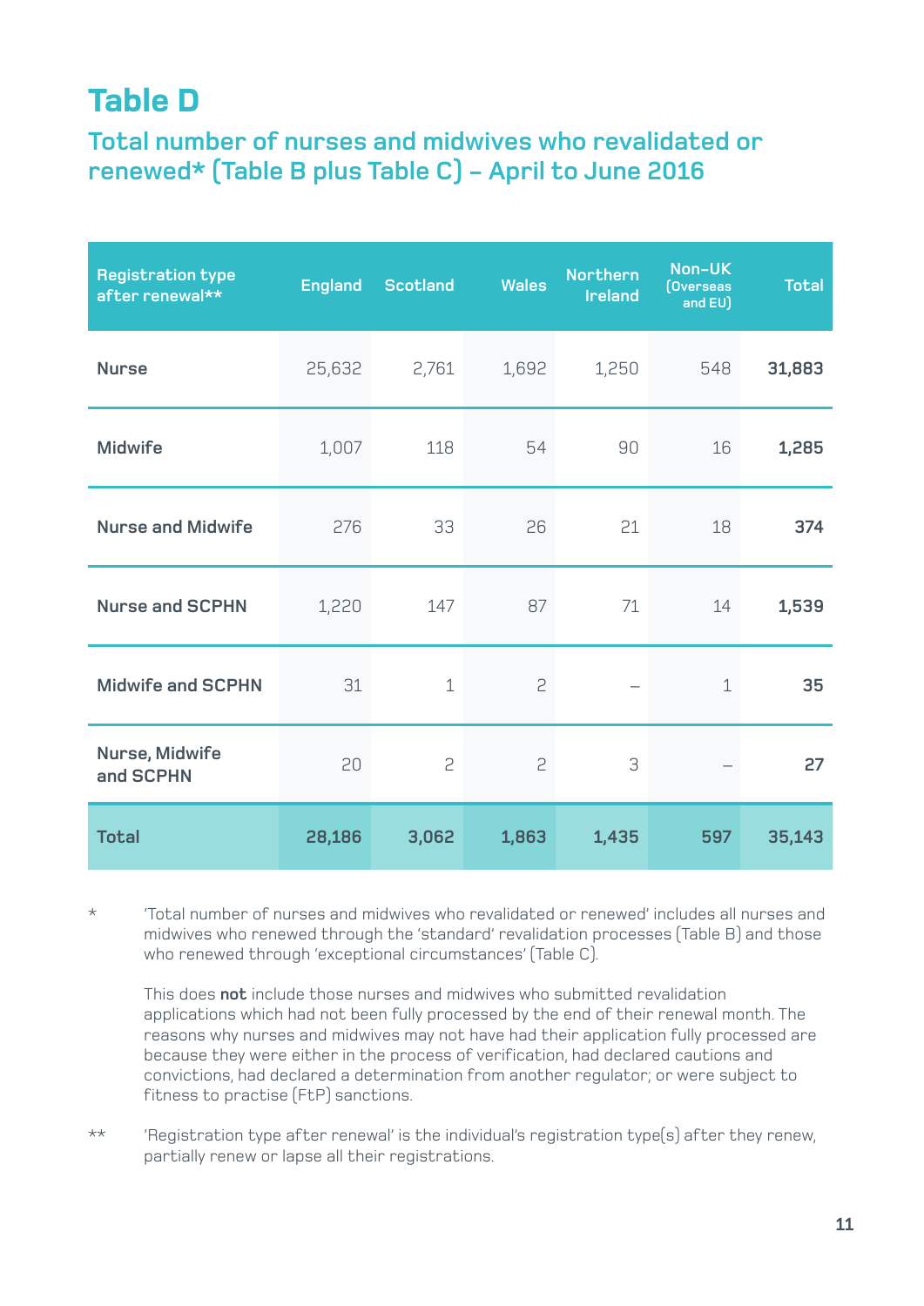# Table D

## Total number of nurses and midwives who revalidated or renewed* (Table B plus Table C) – April to June 2016

| Registration type after renewal** | England | Scotland | Wales | Northern Ireland | Non-UK (Overseas and EU) | Total |
|---|---|---|---|---|---|---|
| Nurse | 25,632 | 2,761 | 1,692 | 1,250 | 548 | **31,883** |
| Midwife | 1,007 | 118 | 54 | 90 | 16 | **1,285** |
| Nurse and Midwife | 276 | 33 | 26 | 21 | 18 | **374** |
| Nurse and SCPHN | 1,220 | 147 | 87 | 71 | 14 | **1,539** |
| Midwife and SCPHN | 31 | 1 | 2 | – | 1 | **35** |
| Nurse, Midwife and SCPHN | 20 | 2 | 2 | 3 | – | **27** |
| **Total** | **28,186** | **3,062** | **1,863** | **1,435** | **597** | **35,143** |

\* 'Total number of nurses and midwives who revalidated or renewed' includes all nurses and midwives who renewed through the 'standard' revalidation processes (Table B) and those who renewed through 'exceptional circumstances' (Table C).

This does **not** include those nurses and midwives who submitted revalidation applications which had not been fully processed by the end of their renewal month. The reasons why nurses and midwives may not have had their application fully processed are because they were either in the process of verification, had declared cautions and convictions, had declared a determination from another regulator; or were subject to fitness to practise (FtP) sanctions.

\** 'Registration type after renewal' is the individual's registration type(s) after they renew, partially renew or lapse all their registrations.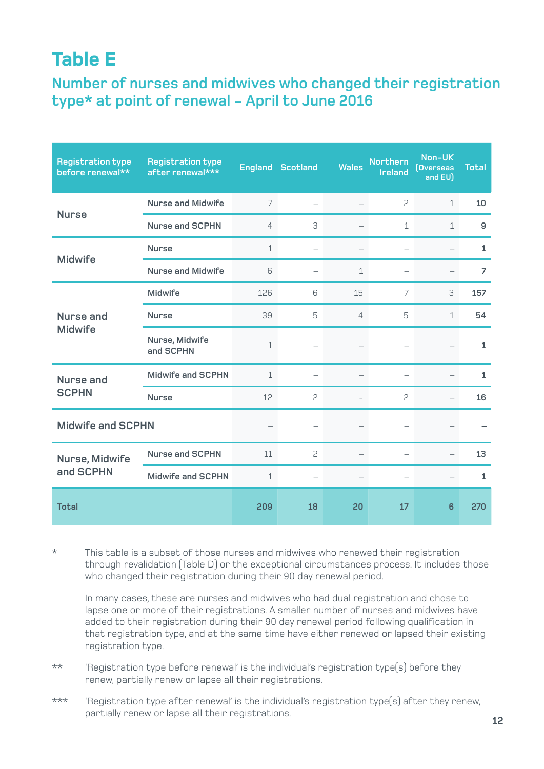# Table E

## Number of nurses and midwives who changed their registration type* at point of renewal – April to June 2016

| Registration type before renewal** | Registration type after renewal*** | England | Scotland | Wales | Northern Ireland | Non-UK (Overseas and EU) | Total |
|---|---|---|---|---|---|---|---|
| Nurse | Nurse and Midwife | 7 | – | – | 2 | 1 | **10** |
| | Nurse and SCPHN | 4 | 3 | – | 1 | 1 | **9** |
| Midwife | Nurse | 1 | – | – | – | – | **1** |
| | Nurse and Midwife | 6 | – | 1 | – | – | **7** |
| Nurse and Midwife | Midwife | 126 | 6 | 15 | 7 | 3 | **157** |
| | Nurse | 39 | 5 | 4 | 5 | 1 | **54** |
| | Nurse, Midwife and SCPHN | 1 | – | – | – | – | **1** |
| Nurse and SCPHN | Midwife and SCPHN | 1 | – | – | – | – | **1** |
| | Nurse | 12 | 2 | - | 2 | – | **16** |
| Midwife and SCPHN | | – | – | – | – | – | **–** |
| Nurse, Midwife and SCPHN | Nurse and SCPHN | 11 | 2 | – | – | – | **13** |
| | Midwife and SCPHN | 1 | – | – | – | – | **1** |
| **Total** | | **209** | **18** | **20** | **17** | **6** | **270** |

\* This table is a subset of those nurses and midwives who renewed their registration through revalidation (Table D) or the exceptional circumstances process. It includes those who changed their registration during their 90 day renewal period.

In many cases, these are nurses and midwives who had dual registration and chose to lapse one or more of their registrations. A smaller number of nurses and midwives have added to their registration during their 90 day renewal period following qualification in that registration type, and at the same time have either renewed or lapsed their existing registration type.

** 'Registration type before renewal' is the individual's registration type(s) before they renew, partially renew or lapse all their registrations.

*** 'Registration type after renewal' is the individual's registration type(s) after they renew, partially renew or lapse all their registrations.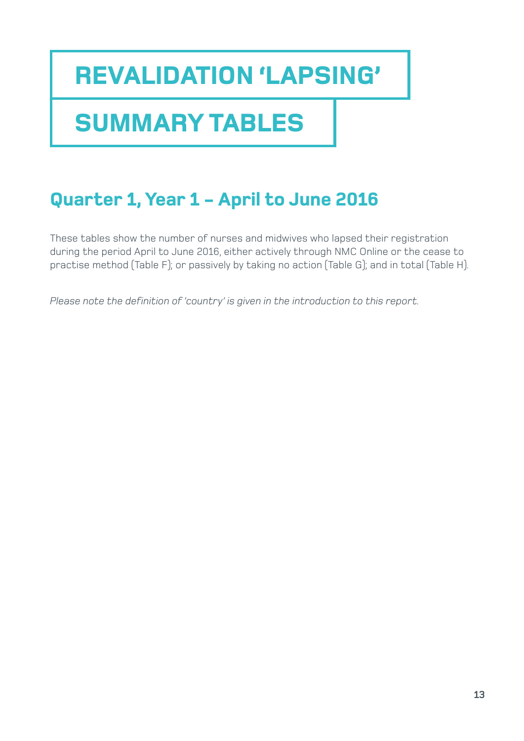# REVALIDATION 'LAPSING'

# SUMMARY TABLES

## Quarter 1, Year 1 – April to June 2016

These tables show the number of nurses and midwives who lapsed their registration during the period April to June 2016, either actively through NMC Online or the cease to practise method (Table F); or passively by taking no action (Table G); and in total (Table H).

*Please note the definition of 'country' is given in the introduction to this report.*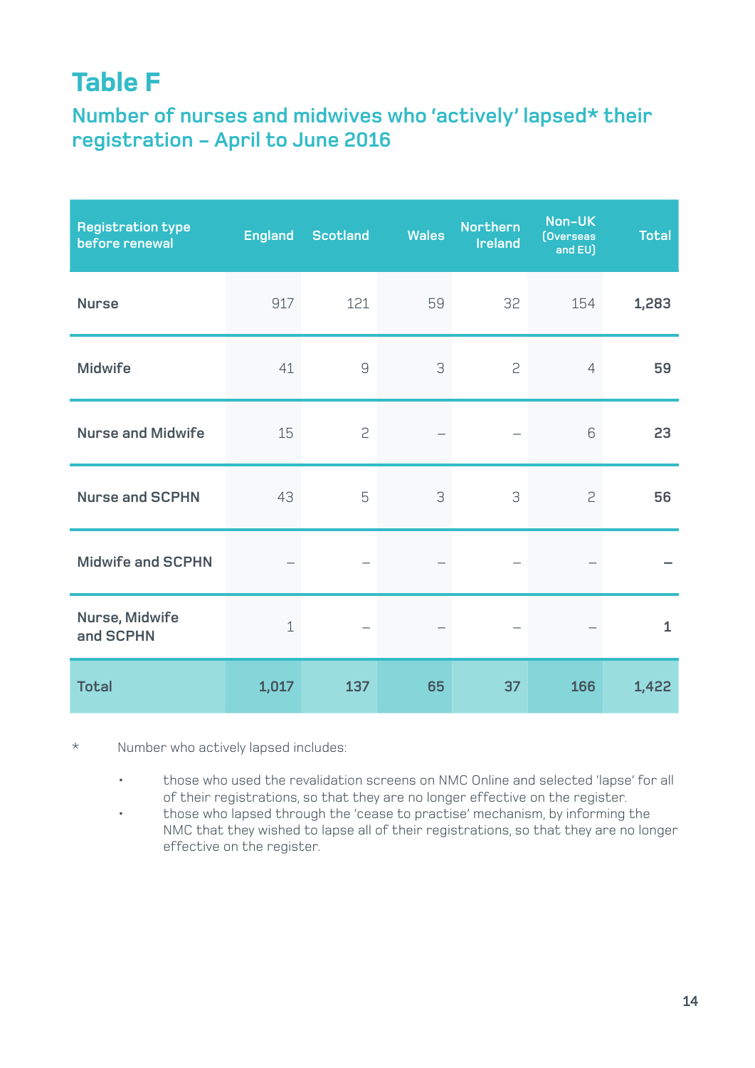# Table F

## Number of nurses and midwives who 'actively' lapsed* their registration – April to June 2016

| Registration type before renewal | England | Scotland | Wales | Northern Ireland | Non-UK (Overseas and EU) | Total |
|---|---|---|---|---|---|---|
| Nurse | 917 | 121 | 59 | 32 | 154 | **1,283** |
| Midwife | 41 | 9 | 3 | 2 | 4 | **59** |
| Nurse and Midwife | 15 | 2 | – | – | 6 | **23** |
| Nurse and SCPHN | 43 | 5 | 3 | 3 | 2 | **56** |
| Midwife and SCPHN | – | – | – | – | – | **–** |
| Nurse, Midwife and SCPHN | 1 | – | – | – | – | **1** |
| **Total** | **1,017** | **137** | **65** | **37** | **166** | **1,422** |

\* Number who actively lapsed includes:

- those who used the revalidation screens on NMC Online and selected 'lapse' for all of their registrations, so that they are no longer effective on the register.
- those who lapsed through the 'cease to practise' mechanism, by informing the NMC that they wished to lapse all of their registrations, so that they are no longer effective on the register.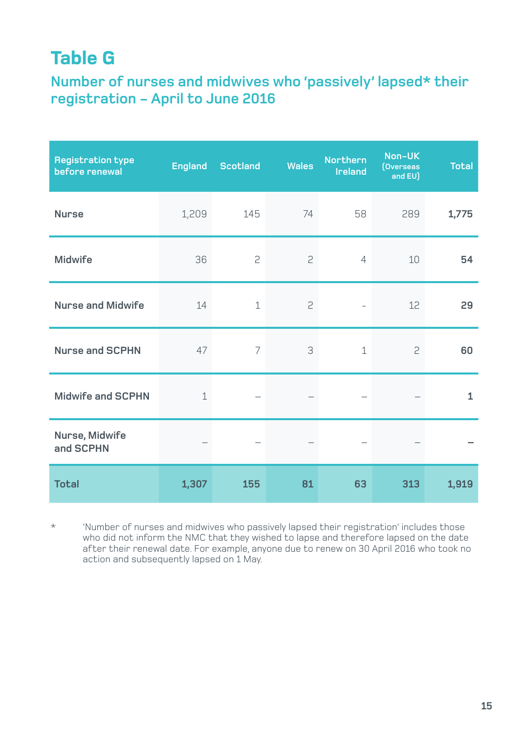# Table G

## Number of nurses and midwives who 'passively' lapsed* their registration – April to June 2016

| Registration type before renewal | England | Scotland | Wales | Northern Ireland | Non-UK (Overseas and EU) | Total |
|---|---|---|---|---|---|---|
| Nurse | 1,209 | 145 | 74 | 58 | 289 | **1,775** |
| Midwife | 36 | 2 | 2 | 4 | 10 | **54** |
| Nurse and Midwife | 14 | 1 | 2 | - | 12 | **29** |
| Nurse and SCPHN | 47 | 7 | 3 | 1 | 2 | **60** |
| Midwife and SCPHN | 1 | – | – | – | – | **1** |
| Nurse, Midwife and SCPHN | – | – | – | – | – | **–** |
| **Total** | **1,307** | **155** | **81** | **63** | **313** | **1,919** |

\* 'Number of nurses and midwives who passively lapsed their registration' includes those who did not inform the NMC that they wished to lapse and therefore lapsed on the date after their renewal date. For example, anyone due to renew on 30 April 2016 who took no action and subsequently lapsed on 1 May.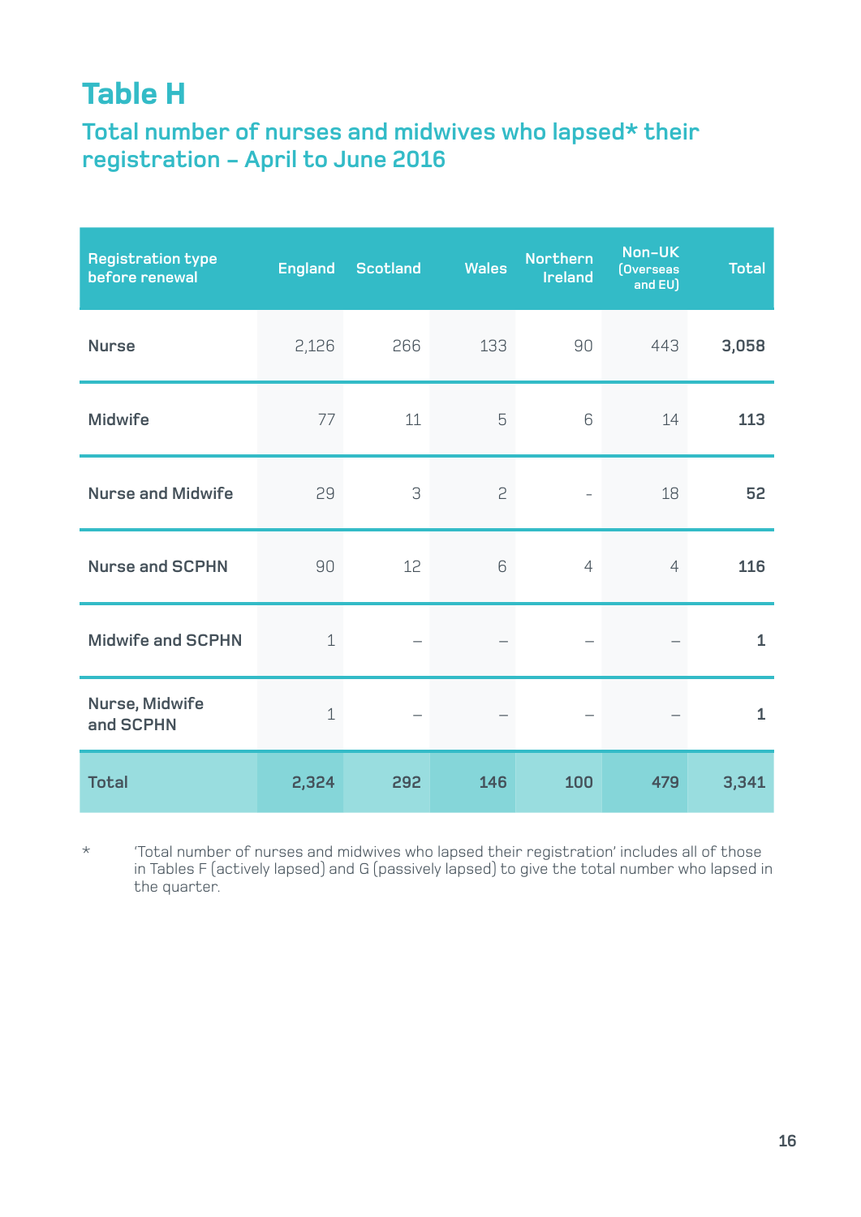# Table H

## Total number of nurses and midwives who lapsed* their registration – April to June 2016

| Registration type before renewal | England | Scotland | Wales | Northern Ireland | Non-UK (Overseas and EU) | Total |
|---|---|---|---|---|---|---|
| Nurse | 2,126 | 266 | 133 | 90 | 443 | **3,058** |
| Midwife | 77 | 11 | 5 | 6 | 14 | **113** |
| Nurse and Midwife | 29 | 3 | 2 | - | 18 | **52** |
| Nurse and SCPHN | 90 | 12 | 6 | 4 | 4 | **116** |
| Midwife and SCPHN | 1 | – | – | – | – | **1** |
| Nurse, Midwife and SCPHN | 1 | – | – | – | – | **1** |
| **Total** | **2,324** | **292** | **146** | **100** | **479** | **3,341** |

\* 'Total number of nurses and midwives who lapsed their registration' includes all of those in Tables F (actively lapsed) and G (passively lapsed) to give the total number who lapsed in the quarter.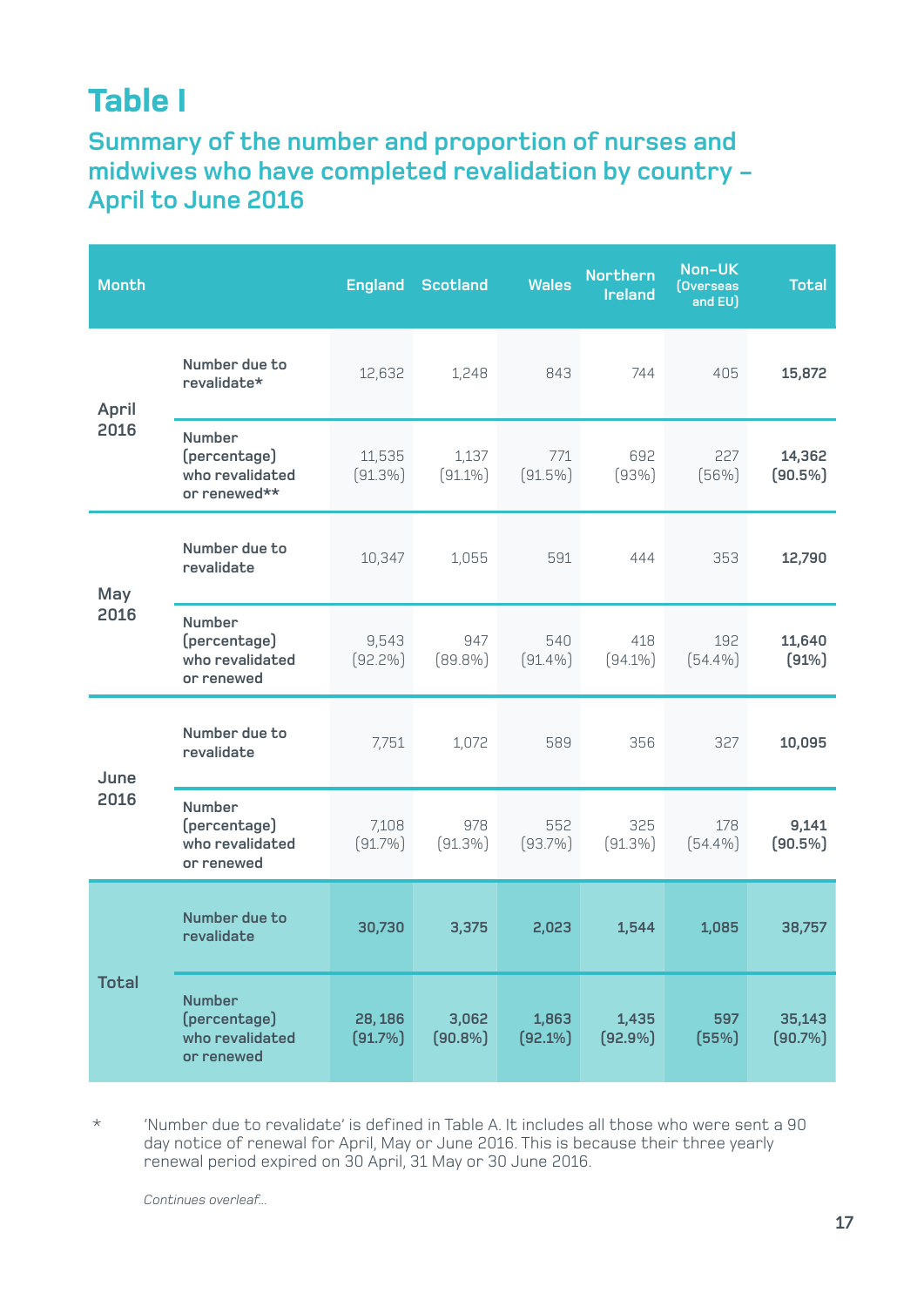# Table I

## Summary of the number and proportion of nurses and midwives who have completed revalidation by country – April to June 2016

| Month | | England | Scotland | Wales | Northern Ireland | Non-UK (Overseas and EU) | Total |
|---|---|---|---|---|---|---|---|
| April 2016 | Number due to revalidate* | 12,632 | 1,248 | 843 | 744 | 405 | **15,872** |
| | Number (percentage) who revalidated or renewed** | 11,535 (91.3%) | 1,137 (91.1%) | 771 (91.5%) | 692 (93%) | 227 (56%) | **14,362 (90.5%)** |
| May 2016 | Number due to revalidate | 10,347 | 1,055 | 591 | 444 | 353 | **12,790** |
| | Number (percentage) who revalidated or renewed | 9,543 (92.2%) | 947 (89.8%) | 540 (91.4%) | 418 (94.1%) | 192 (54.4%) | **11,640 (91%)** |
| June 2016 | Number due to revalidate | 7,751 | 1,072 | 589 | 356 | 327 | **10,095** |
| | Number (percentage) who revalidated or renewed | 7,108 (91.7%) | 978 (91.3%) | 552 (93.7%) | 325 (91.3%) | 178 (54.4%) | **9,141 (90.5%)** |
| **Total** | Number due to revalidate | **30,730** | **3,375** | **2,023** | **1,544** | **1,085** | **38,757** |
| | Number (percentage) who revalidated or renewed | **28,186 (91.7%)** | **3,062 (90.8%)** | **1,863 (92.1%)** | **1,435 (92.9%)** | **597 (55%)** | **35,143 (90.7%)** |

\* 'Number due to revalidate' is defined in Table A. It includes all those who were sent a 90 day notice of renewal for April, May or June 2016. This is because their three yearly renewal period expired on 30 April, 31 May or 30 June 2016.

*Continues overleaf...*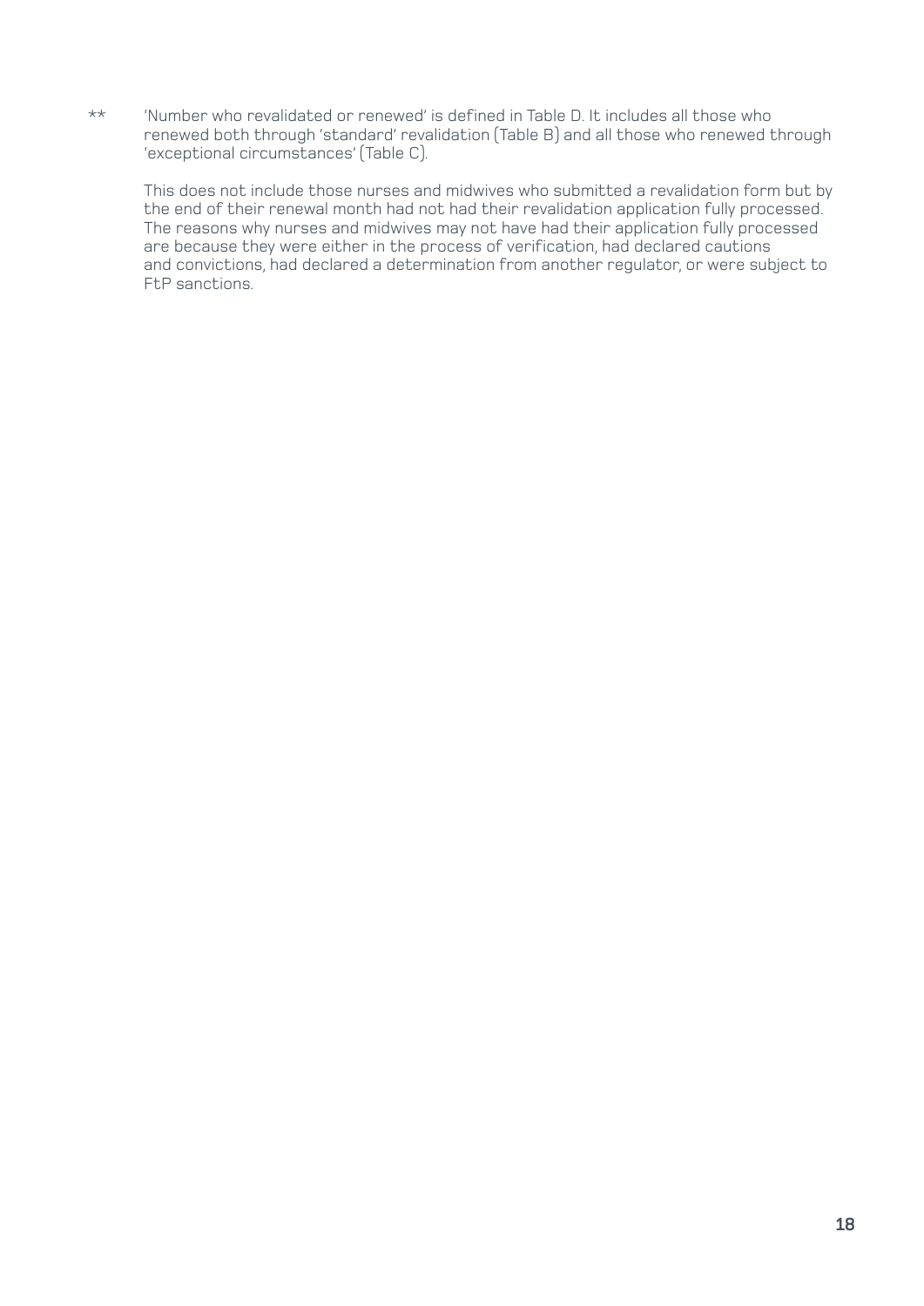** 'Number who revalidated or renewed' is defined in Table D. It includes all those who renewed both through 'standard' revalidation (Table B) and all those who renewed through 'exceptional circumstances' (Table C).

This does not include those nurses and midwives who submitted a revalidation form but by the end of their renewal month had not had their revalidation application fully processed. The reasons why nurses and midwives may not have had their application fully processed are because they were either in the process of verification, had declared cautions and convictions, had declared a determination from another regulator, or were subject to FtP sanctions.